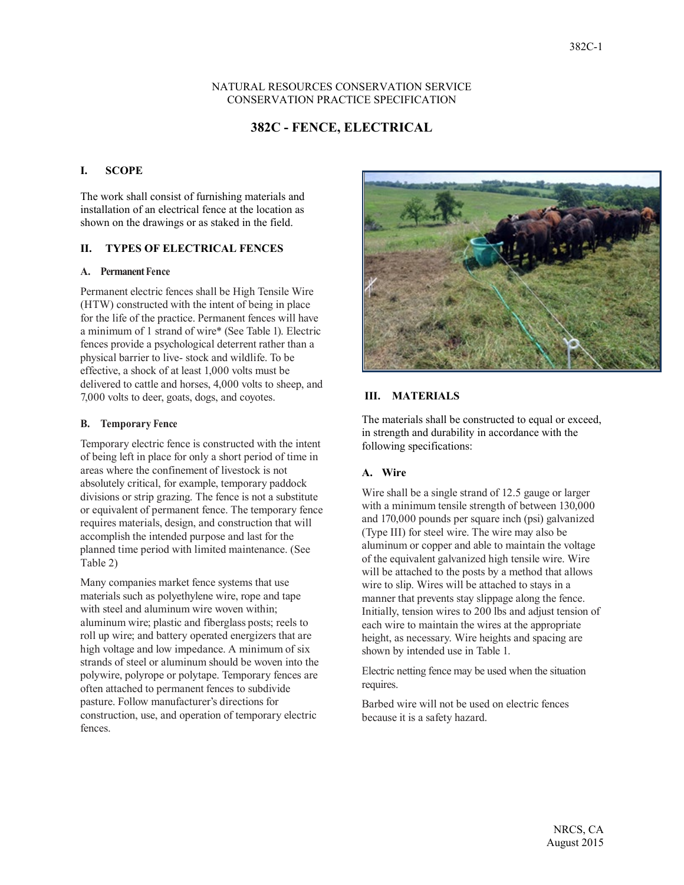NATURAL RESOURCES CONSERVATION SERVICE
CONSERVATION PRACTICE SPECIFICATION

# 382C - FENCE, ELECTRICAL

## I. SCOPE

The work shall consist of furnishing materials and installation of an electrical fence at the location as shown on the drawings or as staked in the field.

## II. TYPES OF ELECTRICAL FENCES

### A. Permanent Fence

Permanent electric fences shall be High Tensile Wire (HTW) constructed with the intent of being in place for the life of the practice. Permanent fences will have a minimum of 1 strand of wire* (See Table 1). Electric fences provide a psychological deterrent rather than a physical barrier to live- stock and wildlife. To be effective, a shock of at least 1,000 volts must be delivered to cattle and horses, 4,000 volts to sheep, and 7,000 volts to deer, goats, dogs, and coyotes.

### B. Temporary Fence

Temporary electric fence is constructed with the intent of being left in place for only a short period of time in areas where the confinement of livestock is not absolutely critical, for example, temporary paddock divisions or strip grazing. The fence is not a substitute or equivalent of permanent fence. The temporary fence requires materials, design, and construction that will accomplish the intended purpose and last for the planned time period with limited maintenance. (See Table 2)

Many companies market fence systems that use materials such as polyethylene wire, rope and tape with steel and aluminum wire woven within; aluminum wire; plastic and fiberglass posts; reels to roll up wire; and battery operated energizers that are high voltage and low impedance. A minimum of six strands of steel or aluminum should be woven into the polywire, polyrope or polytape. Temporary fences are often attached to permanent fences to subdivide pasture. Follow manufacturer's directions for construction, use, and operation of temporary electric fences.

## III. MATERIALS

The materials shall be constructed to equal or exceed, in strength and durability in accordance with the following specifications:

### A. Wire

Wire shall be a single strand of 12.5 gauge or larger with a minimum tensile strength of between 130,000 and 170,000 pounds per square inch (psi) galvanized (Type III) for steel wire. The wire may also be aluminum or copper and able to maintain the voltage of the equivalent galvanized high tensile wire. Wire will be attached to the posts by a method that allows wire to slip. Wires will be attached to stays in a manner that prevents stay slippage along the fence. Initially, tension wires to 200 lbs and adjust tension of each wire to maintain the wires at the appropriate height, as necessary. Wire heights and spacing are shown by intended use in Table 1.

Electric netting fence may be used when the situation requires.

Barbed wire will not be used on electric fences because it is a safety hazard.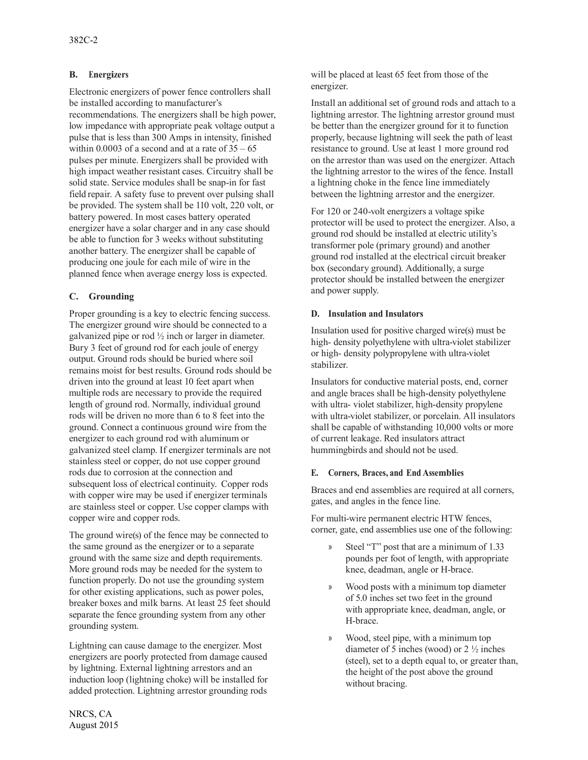### B. Energizers

Electronic energizers of power fence controllers shall be installed according to manufacturer's recommendations. The energizers shall be high power, low impedance with appropriate peak voltage output a pulse that is less than 300 Amps in intensity, finished within 0.0003 of a second and at a rate of 35 – 65 pulses per minute. Energizers shall be provided with high impact weather resistant cases. Circuitry shall be solid state. Service modules shall be snap-in for fast field repair. A safety fuse to prevent over pulsing shall be provided. The system shall be 110 volt, 220 volt, or battery powered. In most cases battery operated energizer have a solar charger and in any case should be able to function for 3 weeks without substituting another battery. The energizer shall be capable of producing one joule for each mile of wire in the planned fence when average energy loss is expected.

### C. Grounding

Proper grounding is a key to electric fencing success. The energizer ground wire should be connected to a galvanized pipe or rod ½ inch or larger in diameter. Bury 3 feet of ground rod for each joule of energy output. Ground rods should be buried where soil remains moist for best results. Ground rods should be driven into the ground at least 10 feet apart when multiple rods are necessary to provide the required length of ground rod. Normally, individual ground rods will be driven no more than 6 to 8 feet into the ground. Connect a continuous ground wire from the energizer to each ground rod with aluminum or galvanized steel clamp. If energizer terminals are not stainless steel or copper, do not use copper ground rods due to corrosion at the connection and subsequent loss of electrical continuity. Copper rods with copper wire may be used if energizer terminals are stainless steel or copper. Use copper clamps with copper wire and copper rods.

The ground wire(s) of the fence may be connected to the same ground as the energizer or to a separate ground with the same size and depth requirements. More ground rods may be needed for the system to function properly. Do not use the grounding system for other existing applications, such as power poles, breaker boxes and milk barns. At least 25 feet should separate the fence grounding system from any other grounding system.

Lightning can cause damage to the energizer. Most energizers are poorly protected from damage caused by lightning. External lightning arrestors and an induction loop (lightning choke) will be installed for added protection. Lightning arrestor grounding rods will be placed at least 65 feet from those of the energizer.

Install an additional set of ground rods and attach to a lightning arrestor. The lightning arrestor ground must be better than the energizer ground for it to function properly, because lightning will seek the path of least resistance to ground. Use at least 1 more ground rod on the arrestor than was used on the energizer. Attach the lightning arrestor to the wires of the fence. Install a lightning choke in the fence line immediately between the lightning arrestor and the energizer.

For 120 or 240-volt energizers a voltage spike protector will be used to protect the energizer. Also, a ground rod should be installed at electric utility's transformer pole (primary ground) and another ground rod installed at the electrical circuit breaker box (secondary ground). Additionally, a surge protector should be installed between the energizer and power supply.

### D. Insulation and Insulators

Insulation used for positive charged wire(s) must be high- density polyethylene with ultra-violet stabilizer or high- density polypropylene with ultra-violet stabilizer.

Insulators for conductive material posts, end, corner and angle braces shall be high-density polyethylene with ultra- violet stabilizer, high-density propylene with ultra-violet stabilizer, or porcelain. All insulators shall be capable of withstanding 10,000 volts or more of current leakage. Red insulators attract hummingbirds and should not be used.

### E. Corners, Braces, and End Assemblies

Braces and end assemblies are required at all corners, gates, and angles in the fence line.

For multi-wire permanent electric HTW fences, corner, gate, end assemblies use one of the following:

- Steel "T" post that are a minimum of 1.33 pounds per foot of length, with appropriate knee, deadman, angle or H-brace.
- Wood posts with a minimum top diameter of 5.0 inches set two feet in the ground with appropriate knee, deadman, angle, or H-brace.
- Wood, steel pipe, with a minimum top diameter of 5 inches (wood) or 2 ½ inches (steel), set to a depth equal to, or greater than, the height of the post above the ground without bracing.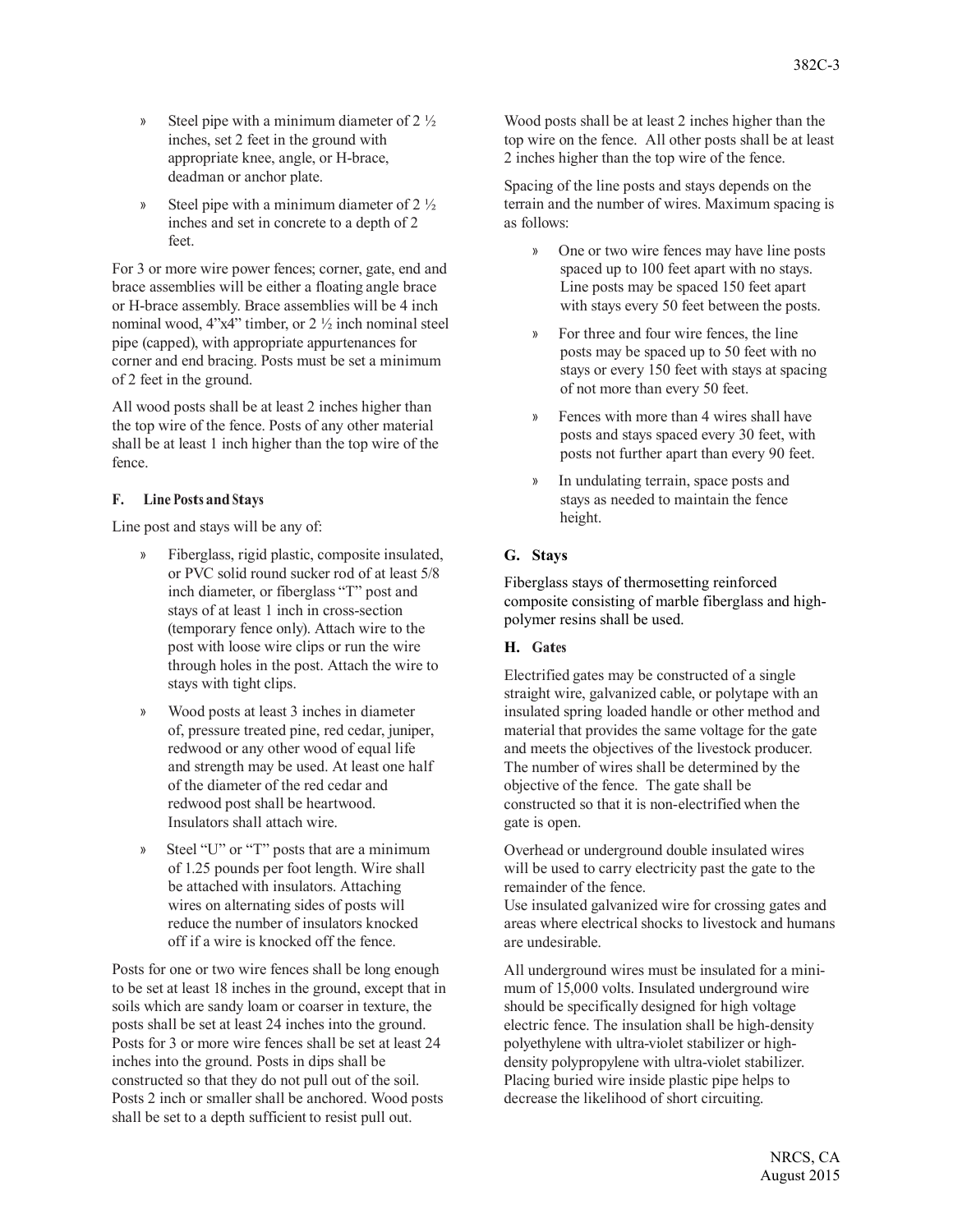- Steel pipe with a minimum diameter of 2 ½ inches, set 2 feet in the ground with appropriate knee, angle, or H-brace, deadman or anchor plate.
- Steel pipe with a minimum diameter of 2 ½ inches and set in concrete to a depth of 2 feet.

For 3 or more wire power fences; corner, gate, end and brace assemblies will be either a floating angle brace or H-brace assembly. Brace assemblies will be 4 inch nominal wood, 4"x4" timber, or 2 ½ inch nominal steel pipe (capped), with appropriate appurtenances for corner and end bracing. Posts must be set a minimum of 2 feet in the ground.

All wood posts shall be at least 2 inches higher than the top wire of the fence. Posts of any other material shall be at least 1 inch higher than the top wire of the fence.

### F. Line Posts and Stays

Line post and stays will be any of:

- Fiberglass, rigid plastic, composite insulated, or PVC solid round sucker rod of at least 5/8 inch diameter, or fiberglass "T" post and stays of at least 1 inch in cross-section (temporary fence only). Attach wire to the post with loose wire clips or run the wire through holes in the post. Attach the wire to stays with tight clips.
- Wood posts at least 3 inches in diameter of, pressure treated pine, red cedar, juniper, redwood or any other wood of equal life and strength may be used. At least one half of the diameter of the red cedar and redwood post shall be heartwood. Insulators shall attach wire.
- Steel "U" or "T" posts that are a minimum of 1.25 pounds per foot length. Wire shall be attached with insulators. Attaching wires on alternating sides of posts will reduce the number of insulators knocked off if a wire is knocked off the fence.

Posts for one or two wire fences shall be long enough to be set at least 18 inches in the ground, except that in soils which are sandy loam or coarser in texture, the posts shall be set at least 24 inches into the ground. Posts for 3 or more wire fences shall be set at least 24 inches into the ground. Posts in dips shall be constructed so that they do not pull out of the soil. Posts 2 inch or smaller shall be anchored. Wood posts shall be set to a depth sufficient to resist pull out.

Wood posts shall be at least 2 inches higher than the top wire on the fence. All other posts shall be at least 2 inches higher than the top wire of the fence.

Spacing of the line posts and stays depends on the terrain and the number of wires. Maximum spacing is as follows:

- One or two wire fences may have line posts spaced up to 100 feet apart with no stays. Line posts may be spaced 150 feet apart with stays every 50 feet between the posts.
- For three and four wire fences, the line posts may be spaced up to 50 feet with no stays or every 150 feet with stays at spacing of not more than every 50 feet.
- Fences with more than 4 wires shall have posts and stays spaced every 30 feet, with posts not further apart than every 90 feet.
- In undulating terrain, space posts and stays as needed to maintain the fence height.

### G. Stays

Fiberglass stays of thermosetting reinforced composite consisting of marble fiberglass and high-polymer resins shall be used.

### H. Gates

Electrified gates may be constructed of a single straight wire, galvanized cable, or polytape with an insulated spring loaded handle or other method and material that provides the same voltage for the gate and meets the objectives of the livestock producer. The number of wires shall be determined by the objective of the fence. The gate shall be constructed so that it is non-electrified when the gate is open.

Overhead or underground double insulated wires will be used to carry electricity past the gate to the remainder of the fence.
Use insulated galvanized wire for crossing gates and areas where electrical shocks to livestock and humans are undesirable.

All underground wires must be insulated for a minimum of 15,000 volts. Insulated underground wire should be specifically designed for high voltage electric fence. The insulation shall be high-density polyethylene with ultra-violet stabilizer or high-density polypropylene with ultra-violet stabilizer. Placing buried wire inside plastic pipe helps to decrease the likelihood of short circuiting.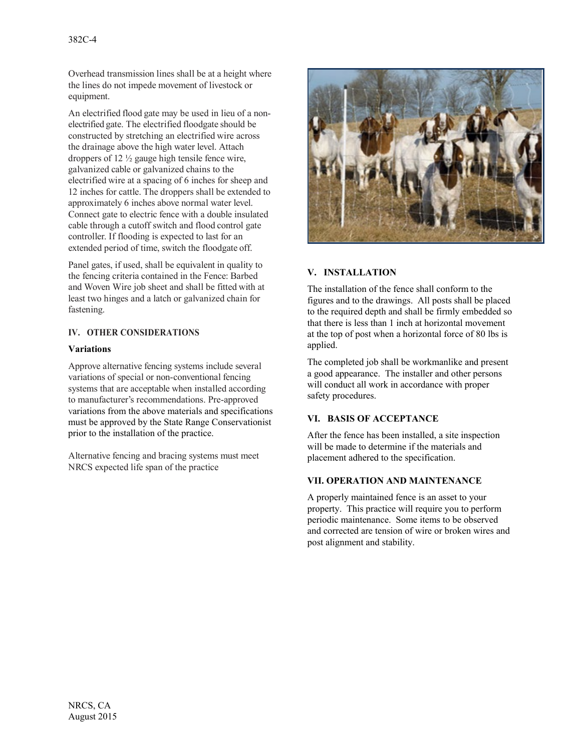Overhead transmission lines shall be at a height where the lines do not impede movement of livestock or equipment.

An electrified flood gate may be used in lieu of a non-electrified gate. The electrified floodgate should be constructed by stretching an electrified wire across the drainage above the high water level. Attach droppers of 12 ½ gauge high tensile fence wire, galvanized cable or galvanized chains to the electrified wire at a spacing of 6 inches for sheep and 12 inches for cattle. The droppers shall be extended to approximately 6 inches above normal water level. Connect gate to electric fence with a double insulated cable through a cutoff switch and flood control gate controller. If flooding is expected to last for an extended period of time, switch the floodgate off.

Panel gates, if used, shall be equivalent in quality to the fencing criteria contained in the Fence: Barbed and Woven Wire job sheet and shall be fitted with at least two hinges and a latch or galvanized chain for fastening.

## IV. OTHER CONSIDERATIONS

### Variations

Approve alternative fencing systems include several variations of special or non-conventional fencing systems that are acceptable when installed according to manufacturer's recommendations. Pre-approved variations from the above materials and specifications must be approved by the State Range Conservationist prior to the installation of the practice.

Alternative fencing and bracing systems must meet NRCS expected life span of the practice

## V. INSTALLATION

The installation of the fence shall conform to the figures and to the drawings. All posts shall be placed to the required depth and shall be firmly embedded so that there is less than 1 inch at horizontal movement at the top of post when a horizontal force of 80 lbs is applied.

The completed job shall be workmanlike and present a good appearance. The installer and other persons will conduct all work in accordance with proper safety procedures.

## VI. BASIS OF ACCEPTANCE

After the fence has been installed, a site inspection will be made to determine if the materials and placement adhered to the specification.

## VII. OPERATION AND MAINTENANCE

A properly maintained fence is an asset to your property. This practice will require you to perform periodic maintenance. Some items to be observed and corrected are tension of wire or broken wires and post alignment and stability.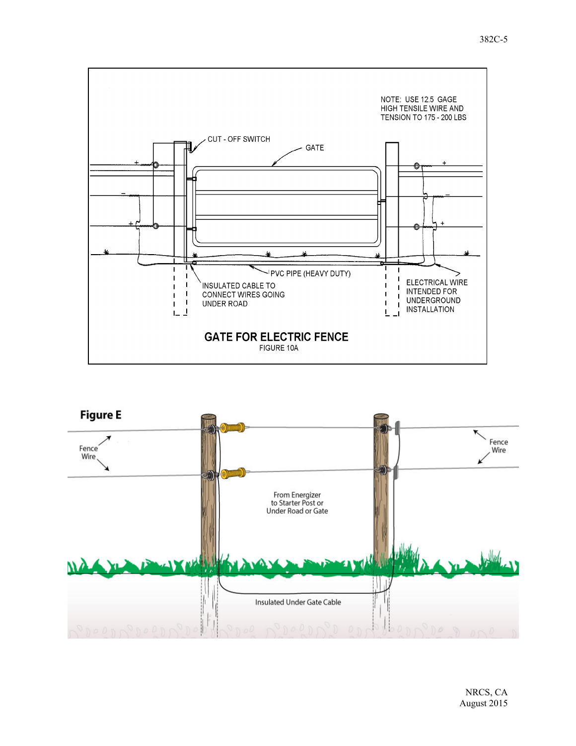NOTE: USE 12.5 GAGE HIGH TENSILE WIRE AND TENSION TO 175 - 200 LBS

CUT - OFF SWITCH

GATE

PVC PIPE (HEAVY DUTY)

INSULATED CABLE TO CONNECT WIRES GOING UNDER ROAD

ELECTRICAL WIRE INTENDED FOR UNDERGROUND INSTALLATION

**GATE FOR ELECTRIC FENCE**

FIGURE 10A

**Figure E**

Fence Wire

Fence Wire

From Energizer to Starter Post or Under Road or Gate

Insulated Under Gate Cable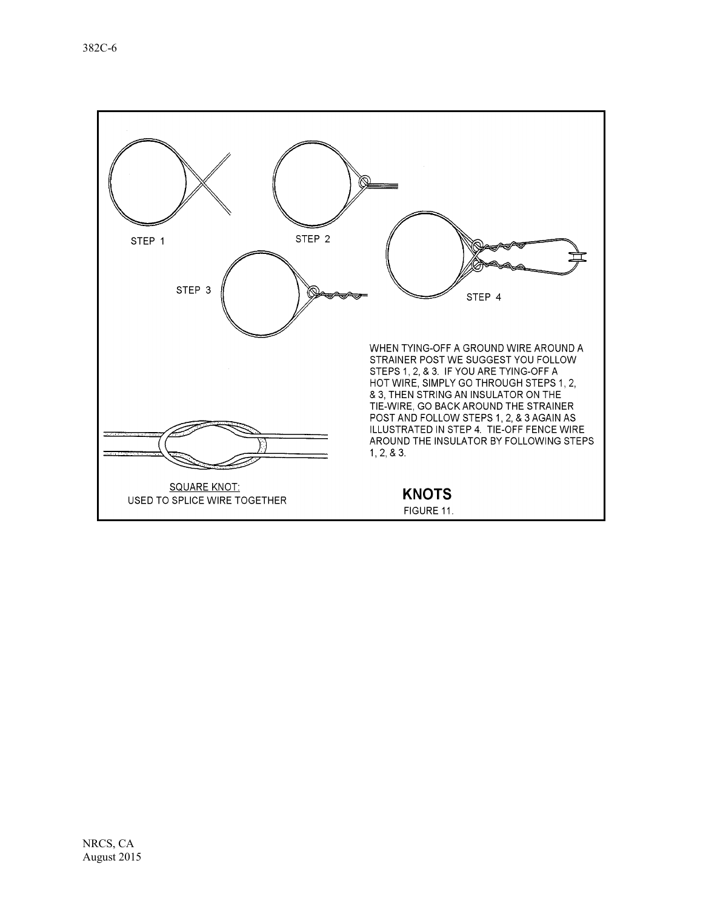STEP 1

STEP 2

STEP 3

STEP 4

WHEN TYING-OFF A GROUND WIRE AROUND A STRAINER POST WE SUGGEST YOU FOLLOW STEPS 1, 2, & 3. IF YOU ARE TYING-OFF A HOT WIRE, SIMPLY GO THROUGH STEPS 1, 2, & 3, THEN STRING AN INSULATOR ON THE TIE-WIRE, GO BACK AROUND THE STRAINER POST AND FOLLOW STEPS 1, 2, & 3 AGAIN AS ILLUSTRATED IN STEP 4. TIE-OFF FENCE WIRE AROUND THE INSULATOR BY FOLLOWING STEPS 1, 2, & 3.

SQUARE KNOT:
USED TO SPLICE WIRE TOGETHER

**KNOTS**

FIGURE 11.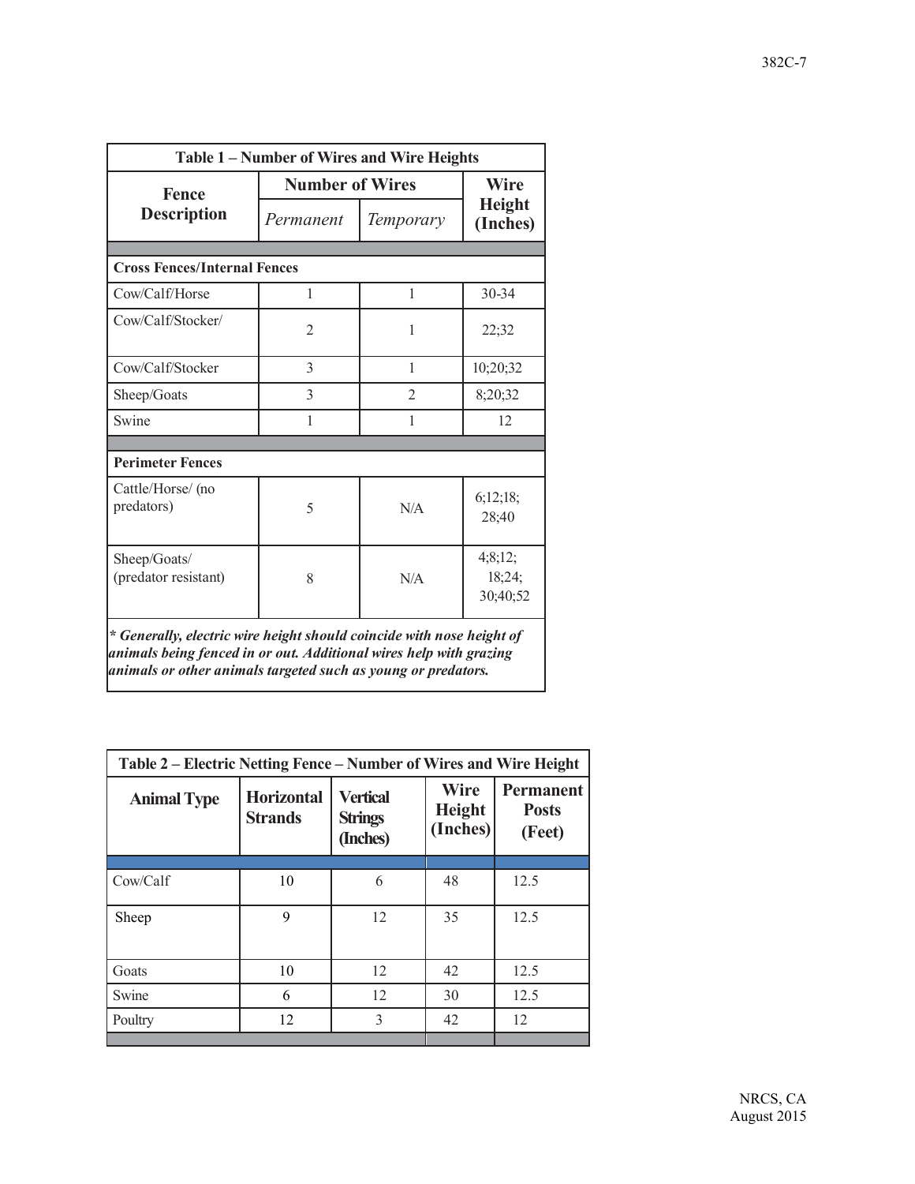| Table 1 – Number of Wires and Wire Heights | | | |
|---|---|---|---|
| **Fence Description** | **Number of Wires** | | **Wire Height (Inches)** |
| | *Permanent* | *Temporary* | |
| **Cross Fences/Internal Fences** | | | |
| Cow/Calf/Horse | 1 | 1 | 30-34 |
| Cow/Calf/Stocker/ | 2 | 1 | 22;32 |
| Cow/Calf/Stocker | 3 | 1 | 10;20;32 |
| Sheep/Goats | 3 | 2 | 8;20;32 |
| Swine | 1 | 1 | 12 |
| **Perimeter Fences** | | | |
| Cattle/Horse/ (no predators) | 5 | N/A | 6;12;18; 28;40 |
| Sheep/Goats/ (predator resistant) | 8 | N/A | 4;8;12; 18;24; 30;40;52 |

***\* Generally, electric wire height should coincide with nose height of animals being fenced in or out. Additional wires help with grazing animals or other animals targeted such as young or predators.***

| Table 2 – Electric Netting Fence – Number of Wires and Wire Height | | | | |
|---|---|---|---|---|
| **Animal Type** | **Horizontal Strands** | **Vertical Strings (Inches)** | **Wire Height (Inches)** | **Permanent Posts (Feet)** |
| Cow/Calf | 10 | 6 | 48 | 12.5 |
| Sheep | 9 | 12 | 35 | 12.5 |
| Goats | 10 | 12 | 42 | 12.5 |
| Swine | 6 | 12 | 30 | 12.5 |
| Poultry | 12 | 3 | 42 | 12 |